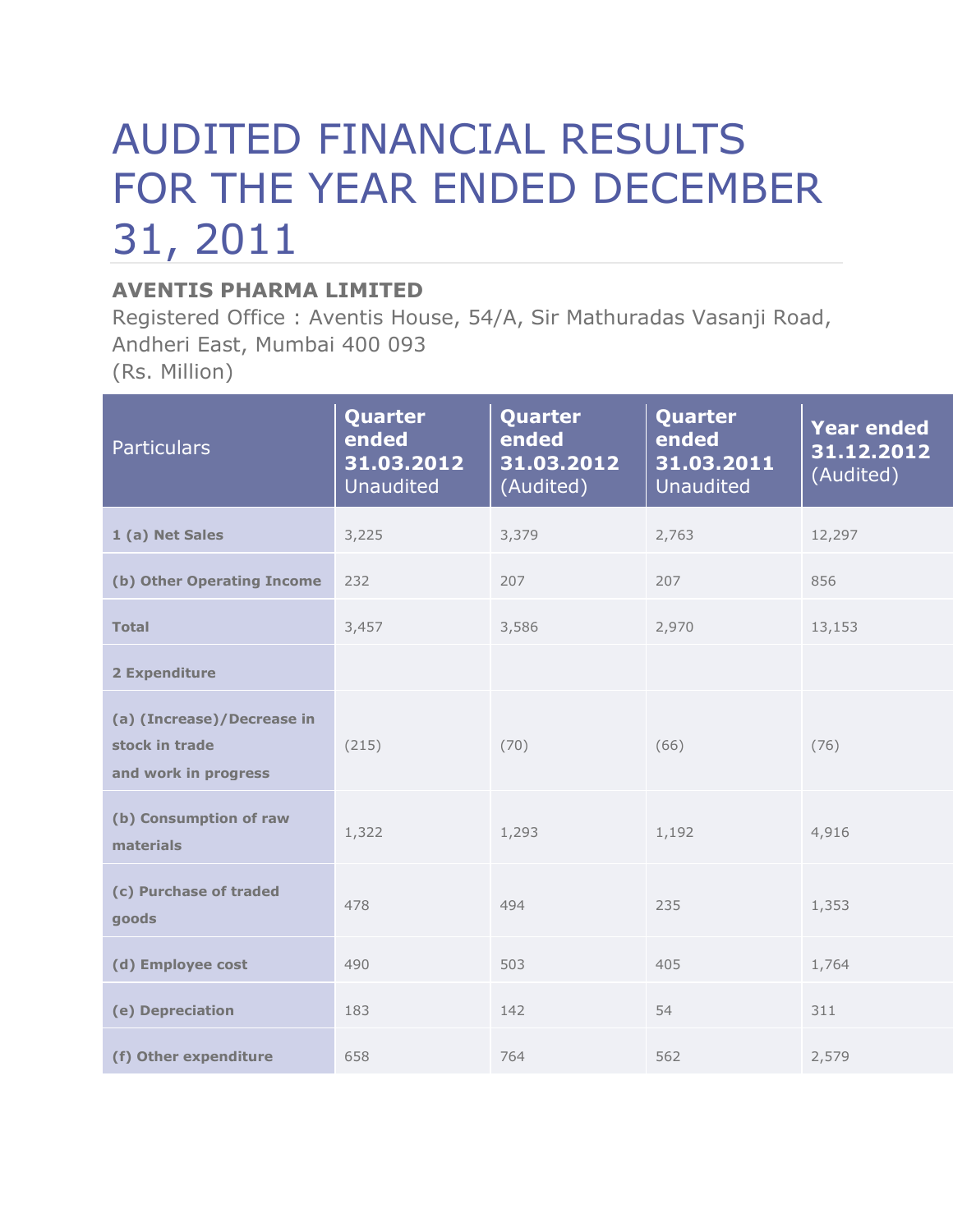# AUDITED FINANCIAL RESULTS FOR THE YEAR ENDED DECEMBER 31, 2011

**AVENTIS PHARMA LIMITED**

Registered Office : Aventis House, 54/A, Sir Mathuradas Vasanji Road, Andheri East, Mumbai 400 093

(Rs. Million)

| Particulars | **Quarter ended 31.03.2012** Unaudited | **Quarter ended 31.03.2012** (Audited) | **Quarter ended 31.03.2011** Unaudited | **Year ended 31.12.2012** (Audited) |
|---|---|---|---|---|
| **1 (a) Net Sales** | 3,225 | 3,379 | 2,763 | 12,297 |
| **(b) Other Operating Income** | 232 | 207 | 207 | 856 |
| **Total** | 3,457 | 3,586 | 2,970 | 13,153 |
| **2 Expenditure** | | | | |
| **(a) (Increase)/Decrease in stock in trade and work in progress** | (215) | (70) | (66) | (76) |
| **(b) Consumption of raw materials** | 1,322 | 1,293 | 1,192 | 4,916 |
| **(c) Purchase of traded goods** | 478 | 494 | 235 | 1,353 |
| **(d) Employee cost** | 490 | 503 | 405 | 1,764 |
| **(e) Depreciation** | 183 | 142 | 54 | 311 |
| **(f) Other expenditure** | 658 | 764 | 562 | 2,579 |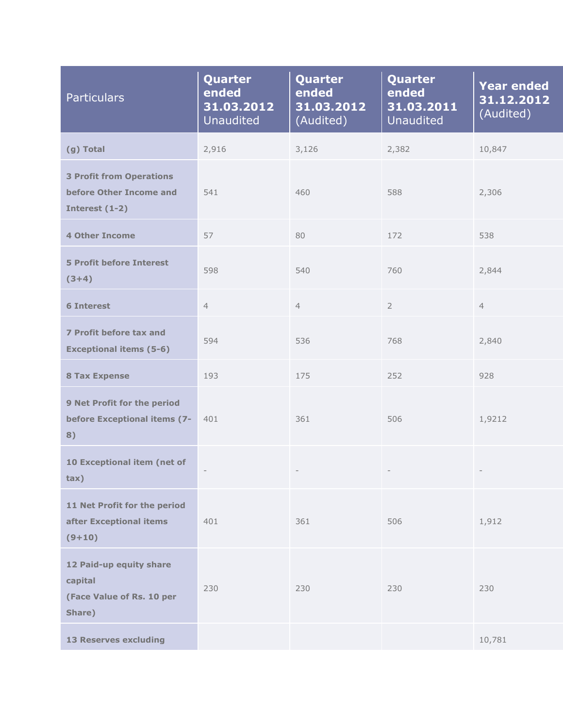| Particulars | Quarter ended 31.03.2012 Unaudited | Quarter ended 31.03.2012 (Audited) | Quarter ended 31.03.2011 Unaudited | Year ended 31.12.2012 (Audited) |
|---|---|---|---|---|
| **(g) Total** | 2,916 | 3,126 | 2,382 | 10,847 |
| **3 Profit from Operations before Other Income and Interest (1-2)** | 541 | 460 | 588 | 2,306 |
| **4 Other Income** | 57 | 80 | 172 | 538 |
| **5 Profit before Interest (3+4)** | 598 | 540 | 760 | 2,844 |
| **6 Interest** | 4 | 4 | 2 | 4 |
| **7 Profit before tax and Exceptional items (5-6)** | 594 | 536 | 768 | 2,840 |
| **8 Tax Expense** | 193 | 175 | 252 | 928 |
| **9 Net Profit for the period before Exceptional items (7-8)** | 401 | 361 | 506 | 1,9212 |
| **10 Exceptional item (net of tax)** | - | - | - | - |
| **11 Net Profit for the period after Exceptional items (9+10)** | 401 | 361 | 506 | 1,912 |
| **12 Paid-up equity share capital (Face Value of Rs. 10 per Share)** | 230 | 230 | 230 | 230 |
| **13 Reserves excluding** | | | | 10,781 |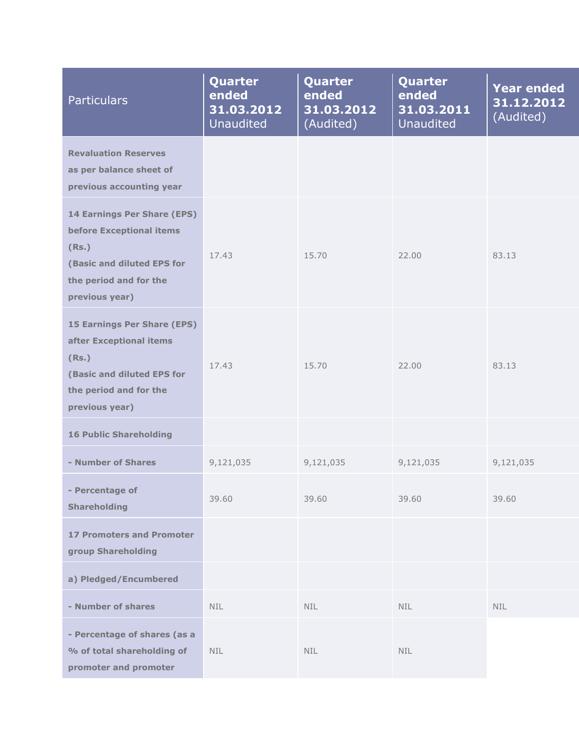| Particulars | Quarter ended 31.03.2012 Unaudited | Quarter ended 31.03.2012 (Audited) | Quarter ended 31.03.2011 Unaudited | Year ended 31.12.2012 (Audited) |
|---|---|---|---|---|
| **Revaluation Reserves as per balance sheet of previous accounting year** | | | | |
| **14 Earnings Per Share (EPS) before Exceptional items (Rs.) (Basic and diluted EPS for the period and for the previous year)** | 17.43 | 15.70 | 22.00 | 83.13 |
| **15 Earnings Per Share (EPS) after Exceptional items (Rs.) (Basic and diluted EPS for the period and for the previous year)** | 17.43 | 15.70 | 22.00 | 83.13 |
| **16 Public Shareholding** | | | | |
| **- Number of Shares** | 9,121,035 | 9,121,035 | 9,121,035 | 9,121,035 |
| **- Percentage of Shareholding** | 39.60 | 39.60 | 39.60 | 39.60 |
| **17 Promoters and Promoter group Shareholding** | | | | |
| **a) Pledged/Encumbered** | | | | |
| **- Number of shares** | NIL | NIL | NIL | NIL |
| **- Percentage of shares (as a % of total shareholding of promoter and promoter** | NIL | NIL | NIL | |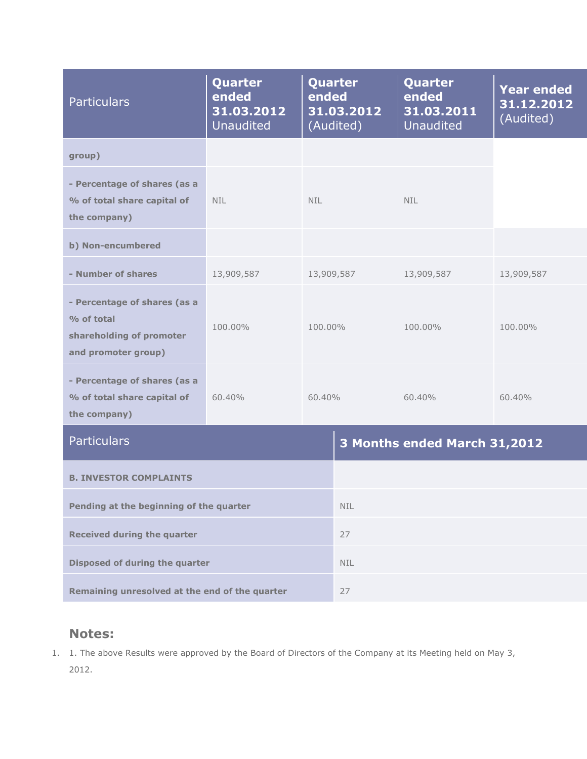| Particulars | Quarter ended 31.03.2012 Unaudited | Quarter ended 31.03.2012 (Audited) | Quarter ended 31.03.2011 Unaudited | Year ended 31.12.2012 (Audited) |
|---|---|---|---|---|
| **group)** | | | | |
| **- Percentage of shares (as a % of total share capital of the company)** | NIL | NIL | NIL | |
| **b) Non-encumbered** | | | | |
| **- Number of shares** | 13,909,587 | 13,909,587 | 13,909,587 | 13,909,587 |
| **- Percentage of shares (as a % of total shareholding of promoter and promoter group)** | 100.00% | 100.00% | 100.00% | 100.00% |
| **- Percentage of shares (as a % of total share capital of the company)** | 60.40% | 60.40% | 60.40% | 60.40% |

| Particulars | 3 Months ended March 31,2012 |
|---|---|
| **B. INVESTOR COMPLAINTS** | |
| **Pending at the beginning of the quarter** | NIL |
| **Received during the quarter** | 27 |
| **Disposed of during the quarter** | NIL |
| **Remaining unresolved at the end of the quarter** | 27 |

## Notes:

1. 1. The above Results were approved by the Board of Directors of the Company at its Meeting held on May 3, 2012.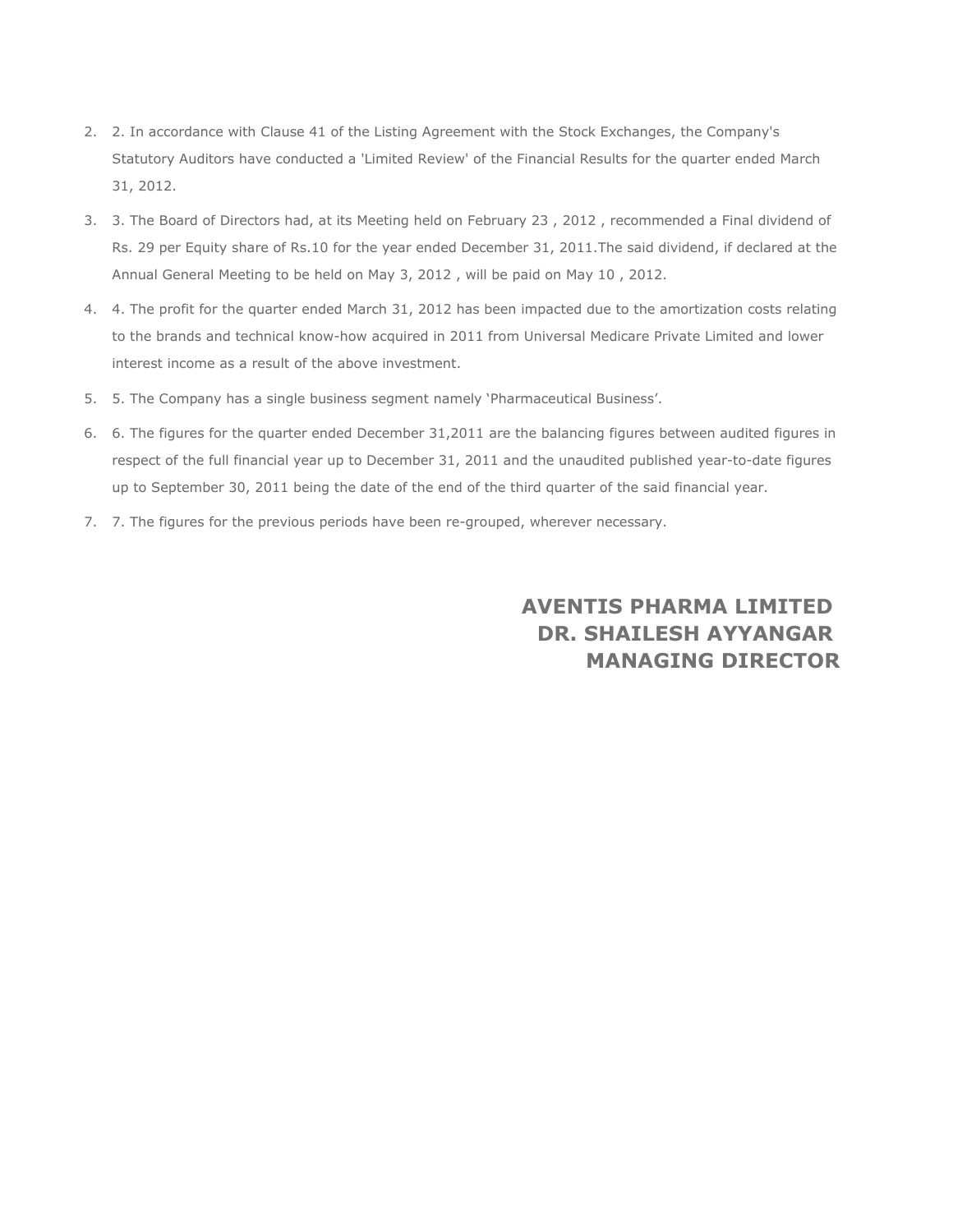2. 2. In accordance with Clause 41 of the Listing Agreement with the Stock Exchanges, the Company's Statutory Auditors have conducted a 'Limited Review' of the Financial Results for the quarter ended March 31, 2012.
3. 3. The Board of Directors had, at its Meeting held on February 23 , 2012 , recommended a Final dividend of Rs. 29 per Equity share of Rs.10 for the year ended December 31, 2011.The said dividend, if declared at the Annual General Meeting to be held on May 3, 2012 , will be paid on May 10 , 2012.
4. 4. The profit for the quarter ended March 31, 2012 has been impacted due to the amortization costs relating to the brands and technical know-how acquired in 2011 from Universal Medicare Private Limited and lower interest income as a result of the above investment.
5. 5. The Company has a single business segment namely 'Pharmaceutical Business'.
6. 6. The figures for the quarter ended December 31,2011 are the balancing figures between audited figures in respect of the full financial year up to December 31, 2011 and the unaudited published year-to-date figures up to September 30, 2011 being the date of the end of the third quarter of the said financial year.
7. 7. The figures for the previous periods have been re-grouped, wherever necessary.

**AVENTIS PHARMA LIMITED**
**DR. SHAILESH AYYANGAR**
**MANAGING DIRECTOR**